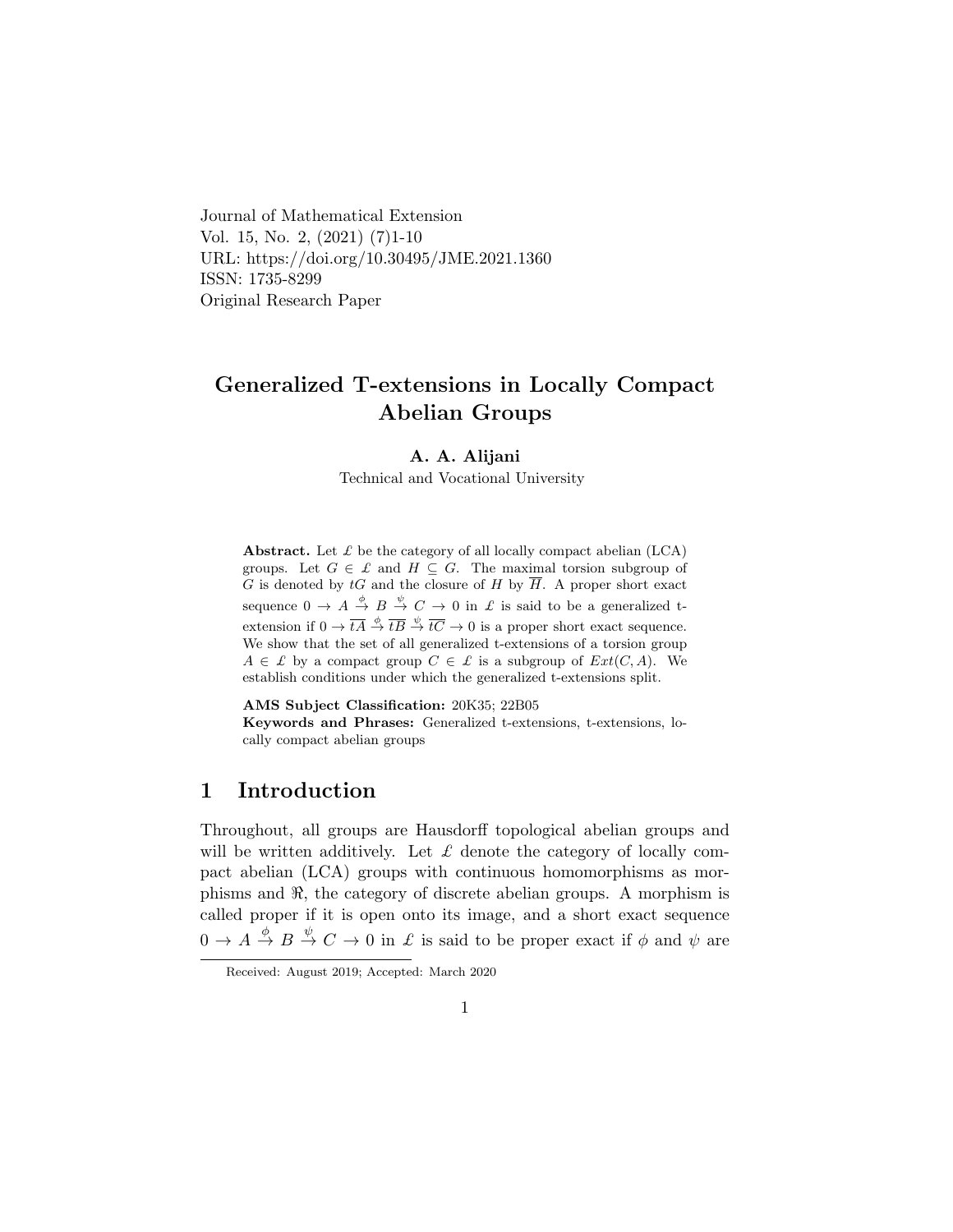Journal of Mathematical Extension
Vol. 15, No. 2, (2021) (7)1-10
URL: https://doi.org/10.30495/JME.2021.1360
ISSN: 1735-8299
Original Research Paper

# Generalized T-extensions in Locally Compact Abelian Groups

**A. A. Alijani**

Technical and Vocational University

**Abstract.** Let $\pounds$ be the category of all locally compact abelian (LCA) groups. Let $G \in \pounds$ and $H \subseteq G$. The maximal torsion subgroup of $G$ is denoted by $tG$ and the closure of $H$ by $\overline{H}$. A proper short exact sequence $0 \to A \xrightarrow{\phi} B \xrightarrow{\psi} C \to 0$ in $\pounds$ is said to be a generalized t-extension if $0 \to \overline{tA} \xrightarrow{\phi} \overline{tB} \xrightarrow{\psi} \overline{tC} \to 0$ is a proper short exact sequence. We show that the set of all generalized t-extensions of a torsion group $A \in \pounds$ by a compact group $C \in \pounds$ is a subgroup of $Ext(C, A)$. We establish conditions under which the generalized t-extensions split.

**AMS Subject Classification:** 20K35; 22B05
**Keywords and Phrases:** Generalized t-extensions, t-extensions, locally compact abelian groups

## 1 Introduction

Throughout, all groups are Hausdorff topological abelian groups and will be written additively. Let $\pounds$ denote the category of locally compact abelian (LCA) groups with continuous homomorphisms as morphisms and $\Re$, the category of discrete abelian groups. A morphism is called proper if it is open onto its image, and a short exact sequence $0 \to A \xrightarrow{\phi} B \xrightarrow{\psi} C \to 0$ in $\pounds$ is said to be proper exact if $\phi$ and $\psi$ are

Received: August 2019; Accepted: March 2020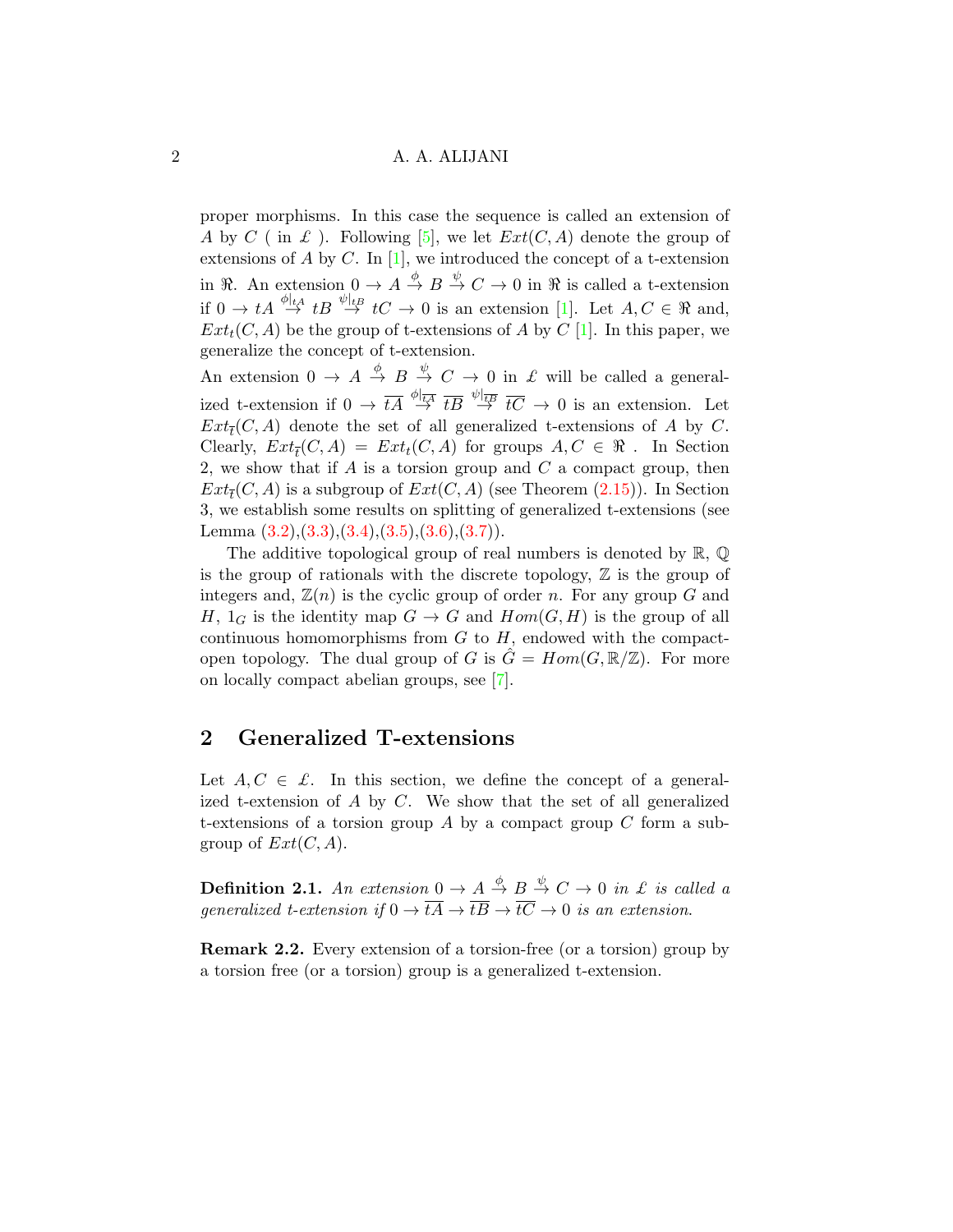proper morphisms. In this case the sequence is called an extension of $A$ by $C$ ( in $\pounds$ ). Following [5], we let $Ext(C, A)$ denote the group of extensions of $A$ by $C$. In [1], we introduced the concept of a t-extension in $\Re$. An extension $0 \to A \overset{\phi}{\to} B \overset{\psi}{\to} C \to 0$ in $\Re$ is called a t-extension if $0 \to tA \overset{\phi|_{tA}}{\to} tB \overset{\psi|_{tB}}{\to} tC \to 0$ is an extension [1]. Let $A, C \in \Re$ and, $Ext_t(C, A)$ be the group of t-extensions of $A$ by $C$ [1]. In this paper, we generalize the concept of t-extension.

An extension $0 \to A \overset{\phi}{\to} B \overset{\psi}{\to} C \to 0$ in $\pounds$ will be called a generalized t-extension if $0 \to \overline{tA} \overset{\phi|_{\overline{tA}}}{\to} \overline{tB} \overset{\psi|_{\overline{tB}}}{\to} \overline{tC} \to 0$ is an extension. Let $Ext_{\overline{t}}(C, A)$ denote the set of all generalized t-extensions of $A$ by $C$. Clearly, $Ext_{\overline{t}}(C, A) = Ext_t(C, A)$ for groups $A, C \in \Re$ . In Section 2, we show that if $A$ is a torsion group and $C$ a compact group, then $Ext_{\overline{t}}(C, A)$ is a subgroup of $Ext(C, A)$ (see Theorem (2.15)). In Section 3, we establish some results on splitting of generalized t-extensions (see Lemma (3.2),(3.3),(3.4),(3.5),(3.6),(3.7)).

The additive topological group of real numbers is denoted by $\mathbb{R}$, $\mathbb{Q}$ is the group of rationals with the discrete topology, $\mathbb{Z}$ is the group of integers and, $\mathbb{Z}(n)$ is the cyclic group of order $n$. For any group $G$ and $H$, $1_G$ is the identity map $G \to G$ and $Hom(G, H)$ is the group of all continuous homomorphisms from $G$ to $H$, endowed with the compact-open topology. The dual group of $G$ is $\hat{G} = Hom(G, \mathbb{R}/\mathbb{Z})$. For more on locally compact abelian groups, see [7].

## 2 Generalized T-extensions

Let $A, C \in \pounds$. In this section, we define the concept of a generalized t-extension of $A$ by $C$. We show that the set of all generalized t-extensions of a torsion group $A$ by a compact group $C$ form a subgroup of $Ext(C, A)$.

**Definition 2.1.** *An extension $0 \to A \overset{\phi}{\to} B \overset{\psi}{\to} C \to 0$ in $\pounds$ is called a generalized t-extension if $0 \to \overline{tA} \to \overline{tB} \to \overline{tC} \to 0$ is an extension.*

**Remark 2.2.** Every extension of a torsion-free (or a torsion) group by a torsion free (or a torsion) group is a generalized t-extension.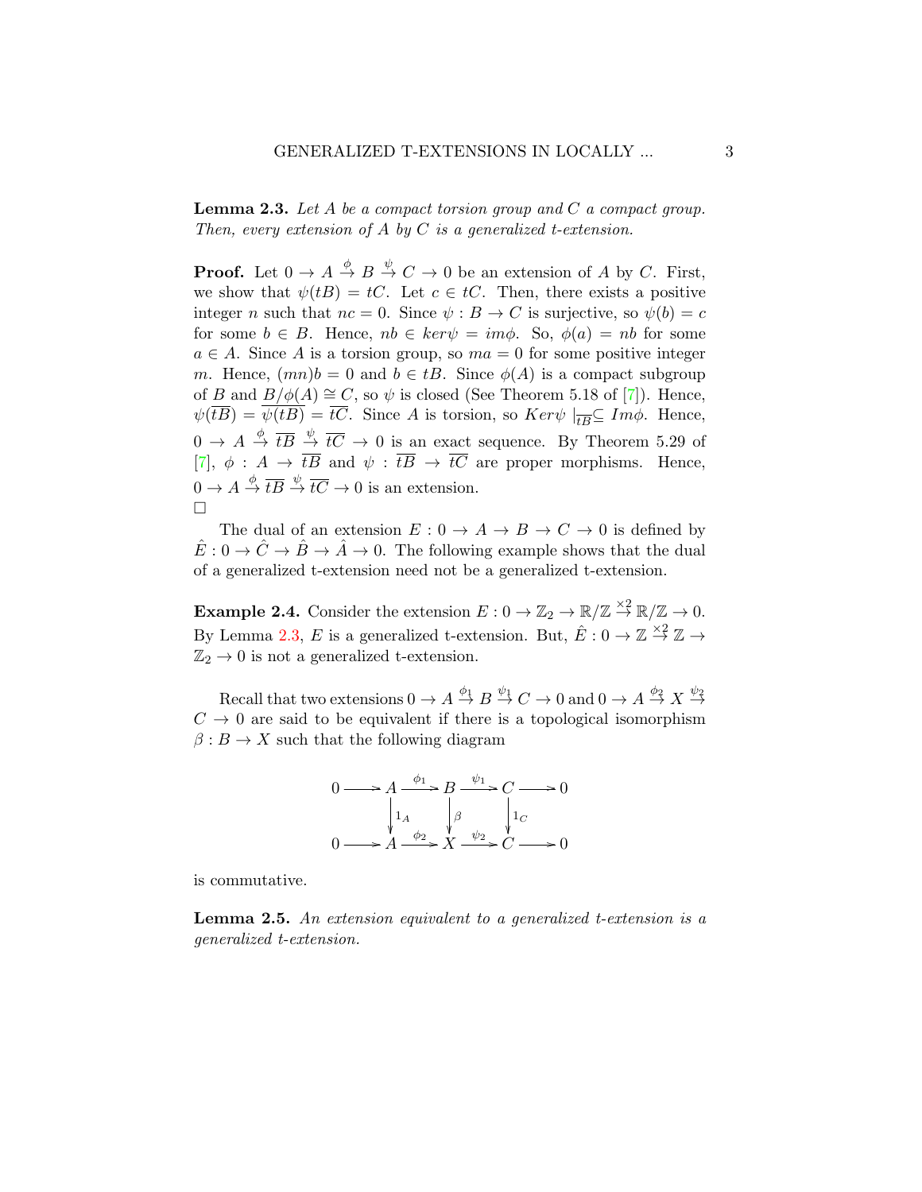**Lemma 2.3.** *Let $A$ be a compact torsion group and $C$ a compact group. Then, every extension of $A$ by $C$ is a generalized t-extension.*

**Proof.** Let $0 \to A \overset{\phi}{\to} B \overset{\psi}{\to} C \to 0$ be an extension of $A$ by $C$. First, we show that $\psi(tB) = tC$. Let $c \in tC$. Then, there exists a positive integer $n$ such that $nc = 0$. Since $\psi : B \to C$ is surjective, so $\psi(b) = c$ for some $b \in B$. Hence, $nb \in ker\psi = im\phi$. So, $\phi(a) = nb$ for some $a \in A$. Since $A$ is a torsion group, so $ma = 0$ for some positive integer $m$. Hence, $(mn)b = 0$ and $b \in tB$. Since $\phi(A)$ is a compact subgroup of $B$ and $B/\phi(A) \cong C$, so $\psi$ is closed (See Theorem 5.18 of [7]). Hence, $\psi(\overline{tB}) = \overline{\psi(tB)} = \overline{tC}$. Since $A$ is torsion, so $Ker\psi \mid_{\overline{tB}} \subseteq Im\phi$. Hence, $0 \to A \overset{\phi}{\to} \overline{tB} \overset{\psi}{\to} \overline{tC} \to 0$ is an exact sequence. By Theorem 5.29 of [7], $\phi : A \to \overline{tB}$ and $\psi : \overline{tB} \to \overline{tC}$ are proper morphisms. Hence, $0 \to A \overset{\phi}{\to} \overline{tB} \overset{\psi}{\to} \overline{tC} \to 0$ is an extension.
□

The dual of an extension $E : 0 \to A \to B \to C \to 0$ is defined by $\hat{E} : 0 \to \hat{C} \to \hat{B} \to \hat{A} \to 0$. The following example shows that the dual of a generalized t-extension need not be a generalized t-extension.

**Example 2.4.** Consider the extension $E : 0 \to \mathbb{Z}_2 \to \mathbb{R}/\mathbb{Z} \overset{\times 2}{\to} \mathbb{R}/\mathbb{Z} \to 0$. By Lemma 2.3, $E$ is a generalized t-extension. But, $\hat{E} : 0 \to \mathbb{Z} \overset{\times 2}{\to} \mathbb{Z} \to \mathbb{Z}_2 \to 0$ is not a generalized t-extension.

Recall that two extensions $0 \to A \overset{\phi_1}{\to} B \overset{\psi_1}{\to} C \to 0$ and $0 \to A \overset{\phi_2}{\to} X \overset{\psi_2}{\to} C \to 0$ are said to be equivalent if there is a topological isomorphism $\beta : B \to X$ such that the following diagram

$$\begin{array}{ccccccccc}
0 & \longrightarrow & A & \xrightarrow{\phi_1} & B & \xrightarrow{\psi_1} & C & \longrightarrow & 0 \\
 & & \downarrow{1_A} & & \downarrow{\beta} & & \downarrow{1_C} & & \\
0 & \longrightarrow & A & \xrightarrow{\phi_2} & X & \xrightarrow{\psi_2} & C & \longrightarrow & 0
\end{array}$$

is commutative.

**Lemma 2.5.** *An extension equivalent to a generalized t-extension is a generalized t-extension.*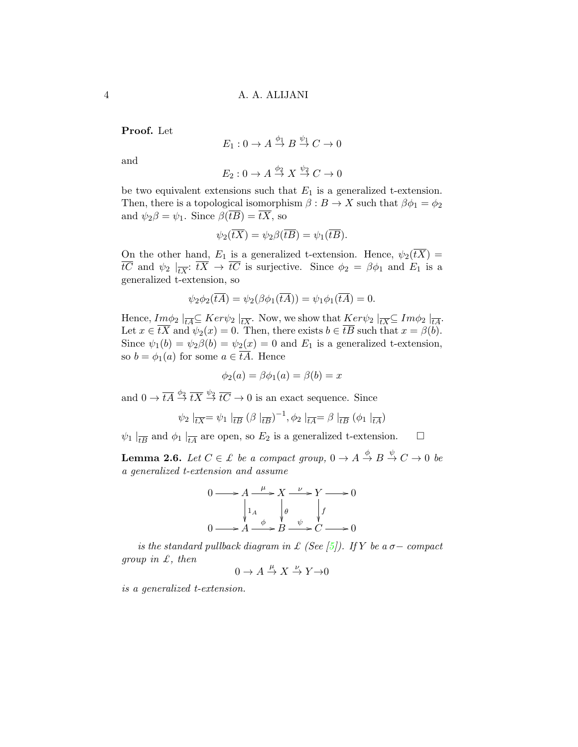**Proof.** Let

$$E_1 : 0 \to A \overset{\phi_1}{\to} B \overset{\psi_1}{\to} C \to 0$$

and

$$E_2 : 0 \to A \overset{\phi_2}{\to} X \overset{\psi_2}{\to} C \to 0$$

be two equivalent extensions such that $E_1$ is a generalized t-extension. Then, there is a topological isomorphism $\beta : B \to X$ such that $\beta\phi_1 = \phi_2$ and $\psi_2\beta = \psi_1$. Since $\beta(\overline{tB}) = \overline{tX}$, so

$$\psi_2(\overline{tX}) = \psi_2\beta(\overline{tB}) = \psi_1(\overline{tB}).$$

On the other hand, $E_1$ is a generalized t-extension. Hence, $\psi_2(\overline{tX}) = \overline{tC}$ and $\psi_2 \mid_{\overline{tX}}: \overline{tX} \to \overline{tC}$ is surjective. Since $\phi_2 = \beta\phi_1$ and $E_1$ is a generalized t-extension, so

$$\psi_2\phi_2(\overline{tA}) = \psi_2(\beta\phi_1(\overline{tA})) = \psi_1\phi_1(\overline{tA}) = 0.$$

Hence, $Im\phi_2 \mid_{\overline{tA}} \subseteq Ker\psi_2 \mid_{\overline{tX}}$. Now, we show that $Ker\psi_2 \mid_{\overline{tX}} \subseteq Im\phi_2 \mid_{\overline{tA}}$. Let $x \in \overline{tX}$ and $\psi_2(x) = 0$. Then, there exists $b \in \overline{tB}$ such that $x = \beta(b)$. Since $\psi_1(b) = \psi_2\beta(b) = \psi_2(x) = 0$ and $E_1$ is a generalized t-extension, so $b = \phi_1(a)$ for some $a \in \overline{tA}$. Hence

$$\phi_2(a) = \beta\phi_1(a) = \beta(b) = x$$

and $0 \to \overline{tA} \overset{\phi_2}{\to} \overline{tX} \overset{\psi_2}{\to} \overline{tC} \to 0$ is an exact sequence. Since

$$\psi_2 \mid_{\overline{tX}} = \psi_1 \mid_{\overline{tB}} (\beta \mid_{\overline{tB}})^{-1}, \phi_2 \mid_{\overline{tA}} = \beta \mid_{\overline{tB}} (\phi_1 \mid_{\overline{tA}})$$

$\psi_1 \mid_{\overline{tB}}$ and $\phi_1 \mid_{\overline{tA}}$ are open, so $E_2$ is a generalized t-extension. □

**Lemma 2.6.** *Let $C \in \pounds$ be a compact group, $0 \to A \overset{\phi}{\to} B \overset{\psi}{\to} C \to 0$ be a generalized t-extension and assume*

$$\begin{array}{ccccccccc}
0 & \longrightarrow & A & \overset{\mu}{\longrightarrow} & X & \overset{\nu}{\longrightarrow} & Y & \longrightarrow & 0 \\
 & & \downarrow 1_A & & \downarrow \theta & & \downarrow f & & \\
0 & \longrightarrow & A & \overset{\phi}{\longrightarrow} & B & \overset{\psi}{\longrightarrow} & C & \longrightarrow & 0
\end{array}$$

*is the standard pullback diagram in $\pounds$ (See [5]). If $Y$ be a $\sigma-$ compact group in $\pounds$, then*

$$0 \to A \overset{\mu}{\to} X \overset{\nu}{\to} Y \to 0$$

*is a generalized t-extension.*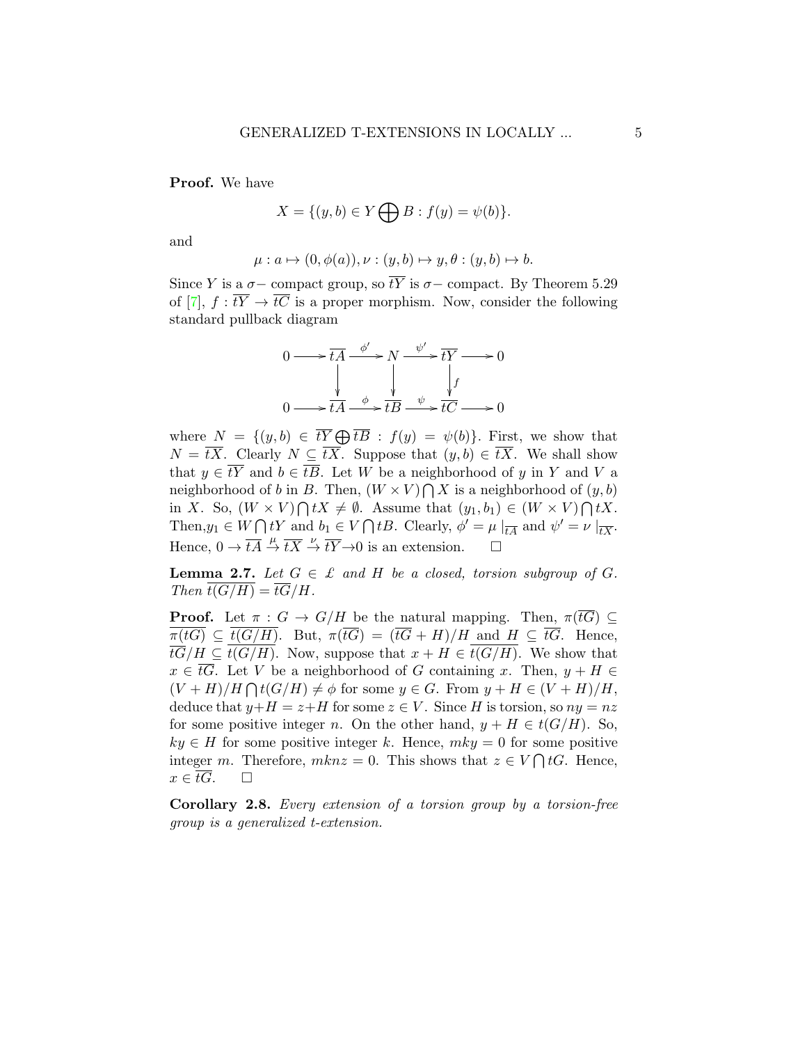**Proof.** We have

$$X = \{(y, b) \in Y \bigoplus B : f(y) = \psi(b)\}.$$

and

$$\mu : a \mapsto (0, \phi(a)), \nu : (y, b) \mapsto y, \theta : (y, b) \mapsto b.$$

Since $Y$ is a $\sigma-$ compact group, so $\overline{tY}$ is $\sigma-$ compact. By Theorem 5.29 of [7], $f : \overline{tY} \to \overline{tC}$ is a proper morphism. Now, consider the following standard pullback diagram

$$\begin{array}{ccccccccc}
0 & \longrightarrow & \overline{tA} & \xrightarrow{\phi'} & N & \xrightarrow{\psi'} & \overline{tY} & \longrightarrow & 0 \\
 & & \big\downarrow & & \big\downarrow & & \big\downarrow f & & \\
0 & \longrightarrow & \overline{tA} & \xrightarrow{\phi} & \overline{tB} & \xrightarrow{\psi} & \overline{tC} & \longrightarrow & 0
\end{array}$$

where $N = \{(y, b) \in \overline{tY} \bigoplus \overline{tB} : f(y) = \psi(b)\}$. First, we show that $N = \overline{tX}$. Clearly $N \subseteq \overline{tX}$. Suppose that $(y, b) \in \overline{tX}$. We shall show that $y \in \overline{tY}$ and $b \in \overline{tB}$. Let $W$ be a neighborhood of $y$ in $Y$ and $V$ a neighborhood of $b$ in $B$. Then, $(W \times V) \bigcap X$ is a neighborhood of $(y, b)$ in $X$. So, $(W \times V) \bigcap tX \neq \emptyset$. Assume that $(y_1, b_1) \in (W \times V) \bigcap tX$. Then, $y_1 \in W \bigcap tY$ and $b_1 \in V \bigcap tB$. Clearly, $\phi' = \mu \mid_{\overline{tA}}$ and $\psi' = \nu \mid_{\overline{tX}}$. Hence, $0 \to \overline{tA} \overset{\mu}{\to} \overline{tX} \overset{\nu}{\to} \overline{tY} \to 0$ is an extension. □

**Lemma 2.7.** *Let $G \in \pounds$ and $H$ be a closed, torsion subgroup of $G$. Then $\overline{t(G/H)} = \overline{tG}/H$.*

**Proof.** Let $\pi : G \to G/H$ be the natural mapping. Then, $\pi(\overline{tG}) \subseteq \overline{\pi(tG)} \subseteq \overline{t(G/H)}$. But, $\pi(\overline{tG}) = (\overline{tG} + H)/H$ and $H \subseteq \overline{tG}$. Hence, $\overline{tG}/H \subseteq \overline{t(G/H)}$. Now, suppose that $x + H \in \overline{t(G/H)}$. We show that $x \in \overline{tG}$. Let $V$ be a neighborhood of $G$ containing $x$. Then, $y + H \in (V + H)/H \bigcap t(G/H) \neq \phi$ for some $y \in G$. From $y + H \in (V + H)/H$, deduce that $y + H = z + H$ for some $z \in V$. Since $H$ is torsion, so $ny = nz$ for some positive integer $n$. On the other hand, $y + H \in t(G/H)$. So, $ky \in H$ for some positive integer $k$. Hence, $mky = 0$ for some positive integer $m$. Therefore, $mknz = 0$. This shows that $z \in V \bigcap tG$. Hence, $x \in \overline{tG}$. □

**Corollary 2.8.** *Every extension of a torsion group by a torsion-free group is a generalized t-extension.*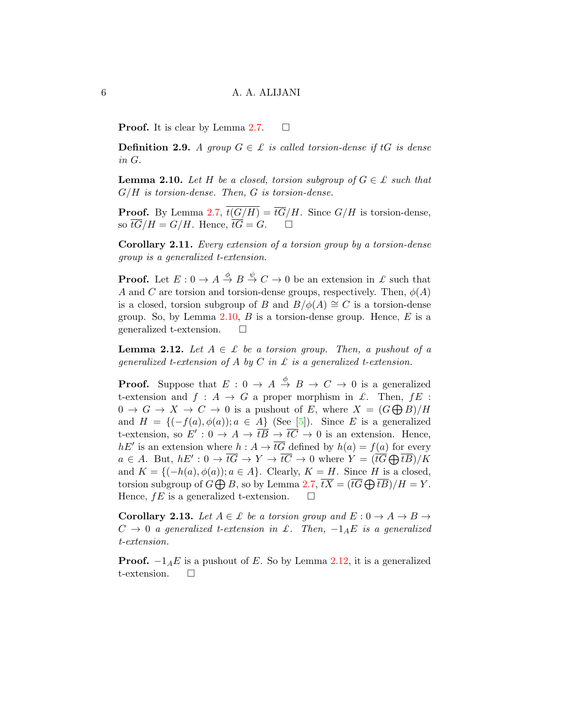**Proof.** It is clear by Lemma 2.7. $\square$

**Definition 2.9.** *A group $G \in \pounds$ is called torsion-dense if $tG$ is dense in $G$.*

**Lemma 2.10.** *Let $H$ be a closed, torsion subgroup of $G \in \pounds$ such that $G/H$ is torsion-dense. Then, $G$ is torsion-dense.*

**Proof.** By Lemma 2.7, $\overline{t(G/H)} = \overline{tG}/H$. Since $G/H$ is torsion-dense, so $\overline{tG}/H = G/H$. Hence, $\overline{tG} = G$. $\square$

**Corollary 2.11.** *Every extension of a torsion group by a torsion-dense group is a generalized t-extension.*

**Proof.** Let $E : 0 \to A \overset{\phi}{\to} B \overset{\psi}{\to} C \to 0$ be an extension in $\pounds$ such that $A$ and $C$ are torsion and torsion-dense groups, respectively. Then, $\phi(A)$ is a closed, torsion subgroup of $B$ and $B/\phi(A) \cong C$ is a torsion-dense group. So, by Lemma 2.10, $B$ is a torsion-dense group. Hence, $E$ is a generalized t-extension. $\square$

**Lemma 2.12.** *Let $A \in \pounds$ be a torsion group. Then, a pushout of a generalized t-extension of $A$ by $C$ in $\pounds$ is a generalized t-extension.*

**Proof.** Suppose that $E : 0 \to A \overset{\phi}{\to} B \to C \to 0$ is a generalized t-extension and $f : A \to G$ a proper morphism in $\pounds$. Then, $fE : 0 \to G \to X \to C \to 0$ is a pushout of $E$, where $X = (G \bigoplus B)/H$ and $H = \{(-f(a), \phi(a)); a \in A\}$ (See [5]). Since $E$ is a generalized t-extension, so $E' : 0 \to A \to \overline{tB} \to \overline{tC} \to 0$ is an extension. Hence, $hE'$ is an extension where $h : A \to \overline{tG}$ defined by $h(a) = f(a)$ for every $a \in A$. But, $hE' : 0 \to \overline{tG} \to Y \to \overline{tC} \to 0$ where $Y = (\overline{tG} \bigoplus \overline{tB})/K$ and $K = \{(-h(a), \phi(a)); a \in A\}$. Clearly, $K = H$. Since $H$ is a closed, torsion subgroup of $G \bigoplus B$, so by Lemma 2.7, $\overline{tX} = (\overline{tG} \bigoplus \overline{tB})/H = Y$. Hence, $fE$ is a generalized t-extension. $\square$

**Corollary 2.13.** *Let $A \in \pounds$ be a torsion group and $E : 0 \to A \to B \to C \to 0$ a generalized t-extension in $\pounds$. Then, $-1_A E$ is a generalized t-extension.*

**Proof.** $-1_A E$ is a pushout of $E$. So by Lemma 2.12, it is a generalized t-extension. $\square$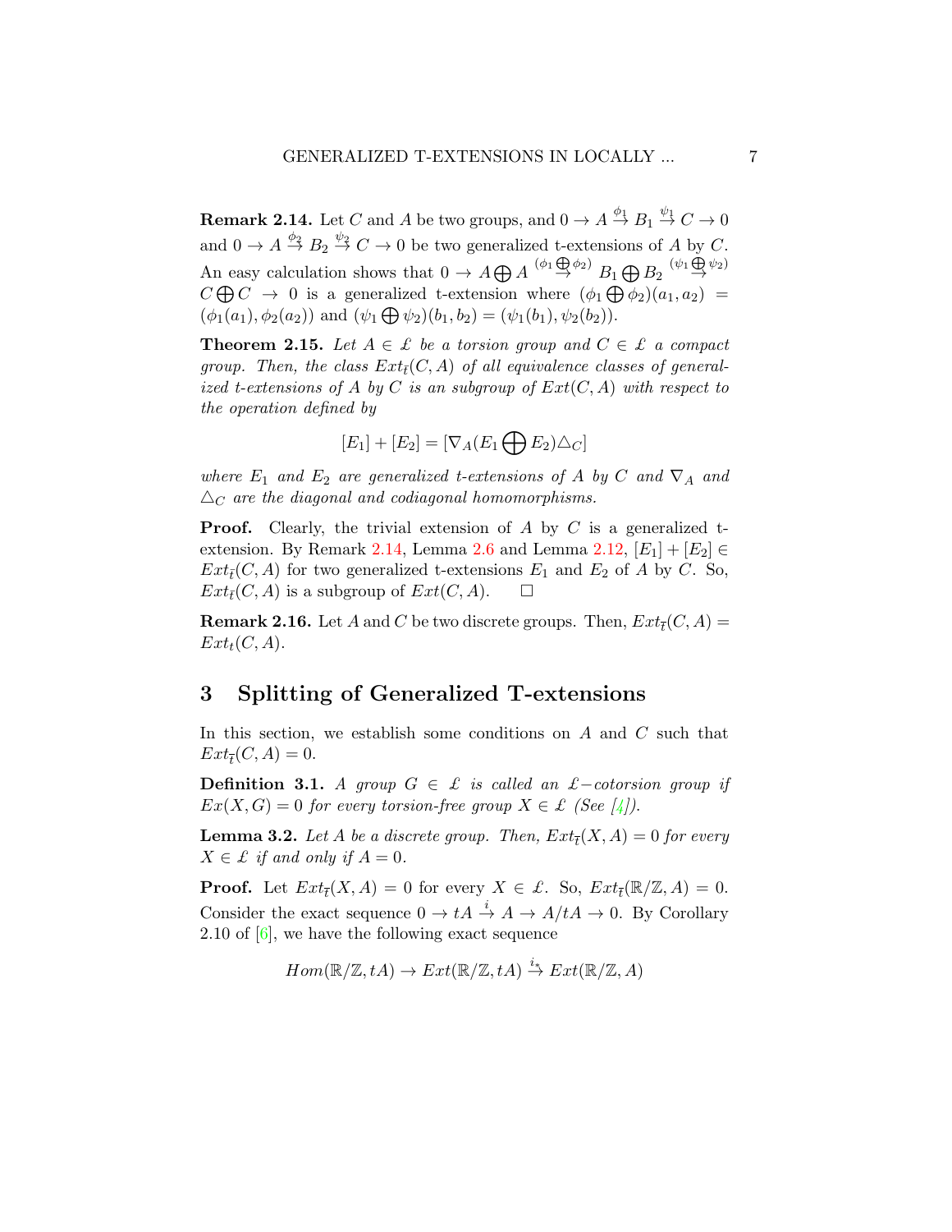**Remark 2.14.** Let $C$ and $A$ be two groups, and $0 \to A \overset{\phi_1}{\to} B_1 \overset{\psi_1}{\to} C \to 0$ and $0 \to A \overset{\phi_2}{\to} B_2 \overset{\psi_2}{\to} C \to 0$ be two generalized t-extensions of $A$ by $C$. An easy calculation shows that $0 \to A \bigoplus A \overset{(\phi_1 \bigoplus \phi_2)}{\to} B_1 \bigoplus B_2 \overset{(\psi_1 \bigoplus \psi_2)}{\to} C \bigoplus C \to 0$ is a generalized t-extension where $(\phi_1 \bigoplus \phi_2)(a_1, a_2) = (\phi_1(a_1), \phi_2(a_2))$ and $(\psi_1 \bigoplus \psi_2)(b_1, b_2) = (\psi_1(b_1), \psi_2(b_2))$.

**Theorem 2.15.** *Let $A \in \pounds$ be a torsion group and $C \in \pounds$ a compact group. Then, the class $Ext_{\bar{t}}(C, A)$ of all equivalence classes of generalized t-extensions of $A$ by $C$ is an subgroup of $Ext(C, A)$ with respect to the operation defined by*

$$[E_1] + [E_2] = [\nabla_A (E_1 \bigoplus E_2) \triangle_C]$$

*where $E_1$ and $E_2$ are generalized t-extensions of $A$ by $C$ and $\nabla_A$ and $\triangle_C$ are the diagonal and codiagonal homomorphisms.*

**Proof.** Clearly, the trivial extension of $A$ by $C$ is a generalized t-extension. By Remark 2.14, Lemma 2.6 and Lemma 2.12, $[E_1] + [E_2] \in Ext_{\bar{t}}(C, A)$ for two generalized t-extensions $E_1$ and $E_2$ of $A$ by $C$. So, $Ext_{\bar{t}}(C, A)$ is a subgroup of $Ext(C, A)$. $\square$

**Remark 2.16.** Let $A$ and $C$ be two discrete groups. Then, $Ext_{\bar{t}}(C, A) = Ext_t(C, A)$.

## 3 Splitting of Generalized T-extensions

In this section, we establish some conditions on $A$ and $C$ such that $Ext_{\bar{t}}(C, A) = 0$.

**Definition 3.1.** *A group $G \in \pounds$ is called an $\pounds-$cotorsion group if $Ex(X, G) = 0$ for every torsion-free group $X \in \pounds$ (See [4]).*

**Lemma 3.2.** *Let $A$ be a discrete group. Then, $Ext_{\bar{t}}(X, A) = 0$ for every $X \in \pounds$ if and only if $A = 0$.*

**Proof.** Let $Ext_{\bar{t}}(X, A) = 0$ for every $X \in \pounds$. So, $Ext_{\bar{t}}(\mathbb{R}/\mathbb{Z}, A) = 0$. Consider the exact sequence $0 \to tA \overset{i}{\to} A \to A/tA \to 0$. By Corollary 2.10 of [6], we have the following exact sequence

$$Hom(\mathbb{R}/\mathbb{Z}, tA) \to Ext(\mathbb{R}/\mathbb{Z}, tA) \overset{i_*}{\to} Ext(\mathbb{R}/\mathbb{Z}, A)$$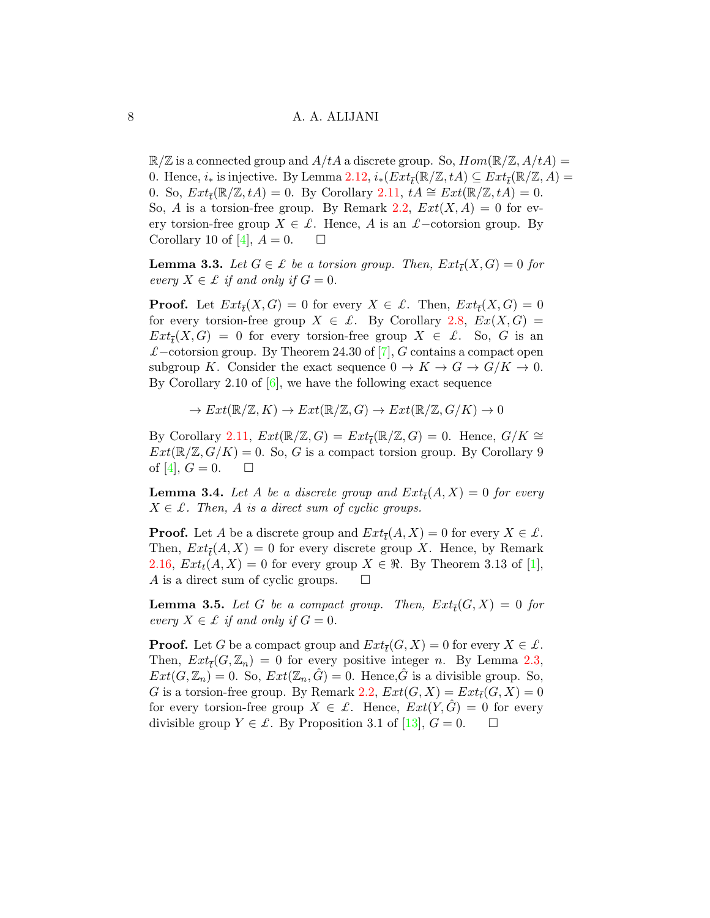$\mathbb{R}/\mathbb{Z}$ is a connected group and $A/tA$ a discrete group. So, $Hom(\mathbb{R}/\mathbb{Z}, A/tA) = 0$. Hence, $i_*$ is injective. By Lemma 2.12, $i_*(Ext_{\bar{t}}(\mathbb{R}/\mathbb{Z}, tA) \subseteq Ext_{\bar{t}}(\mathbb{R}/\mathbb{Z}, A) = 0$. So, $Ext_{\bar{t}}(\mathbb{R}/\mathbb{Z}, tA) = 0$. By Corollary 2.11, $tA \cong Ext(\mathbb{R}/\mathbb{Z}, tA) = 0$. So, $A$ is a torsion-free group. By Remark 2.2, $Ext(X, A) = 0$ for every torsion-free group $X \in \pounds$. Hence, $A$ is an $\pounds-$cotorsion group. By Corollary 10 of [4], $A = 0$. $\square$

**Lemma 3.3.** *Let $G \in \pounds$ be a torsion group. Then, $Ext_{\bar{t}}(X, G) = 0$ for every $X \in \pounds$ if and only if $G = 0$.*

**Proof.** Let $Ext_{\bar{t}}(X, G) = 0$ for every $X \in \pounds$. Then, $Ext_{\bar{t}}(X, G) = 0$ for every torsion-free group $X \in \pounds$. By Corollary 2.8, $Ex(X, G) = Ext_{\bar{t}}(X, G) = 0$ for every torsion-free group $X \in \pounds$. So, $G$ is an $\pounds-$cotorsion group. By Theorem 24.30 of [7], $G$ contains a compact open subgroup $K$. Consider the exact sequence $0 \to K \to G \to G/K \to 0$. By Corollary 2.10 of [6], we have the following exact sequence

$$\to Ext(\mathbb{R}/\mathbb{Z}, K) \to Ext(\mathbb{R}/\mathbb{Z}, G) \to Ext(\mathbb{R}/\mathbb{Z}, G/K) \to 0$$

By Corollary 2.11, $Ext(\mathbb{R}/\mathbb{Z}, G) = Ext_{\bar{t}}(\mathbb{R}/\mathbb{Z}, G) = 0$. Hence, $G/K \cong Ext(\mathbb{R}/\mathbb{Z}, G/K) = 0$. So, $G$ is a compact torsion group. By Corollary 9 of [4], $G = 0$. $\square$

**Lemma 3.4.** *Let $A$ be a discrete group and $Ext_{\bar{t}}(A, X) = 0$ for every $X \in \pounds$. Then, $A$ is a direct sum of cyclic groups.*

**Proof.** Let $A$ be a discrete group and $Ext_{\bar{t}}(A, X) = 0$ for every $X \in \pounds$. Then, $Ext_{\bar{t}}(A, X) = 0$ for every discrete group $X$. Hence, by Remark 2.16, $Ext_t(A, X) = 0$ for every group $X \in \Re$. By Theorem 3.13 of [1], $A$ is a direct sum of cyclic groups. $\square$

**Lemma 3.5.** *Let $G$ be a compact group. Then, $Ext_{\bar{t}}(G, X) = 0$ for every $X \in \pounds$ if and only if $G = 0$.*

**Proof.** Let $G$ be a compact group and $Ext_{\bar{t}}(G, X) = 0$ for every $X \in \pounds$. Then, $Ext_{\bar{t}}(G, \mathbb{Z}_n) = 0$ for every positive integer $n$. By Lemma 2.3, $Ext(G, \mathbb{Z}_n) = 0$. So, $Ext(\mathbb{Z}_n, \hat{G}) = 0$. Hence,$\hat{G}$ is a divisible group. So, $G$ is a torsion-free group. By Remark 2.2, $Ext(G, X) = Ext_{\bar{t}}(G, X) = 0$ for every torsion-free group $X \in \pounds$. Hence, $Ext(Y, \hat{G}) = 0$ for every divisible group $Y \in \pounds$. By Proposition 3.1 of [13], $G = 0$. $\square$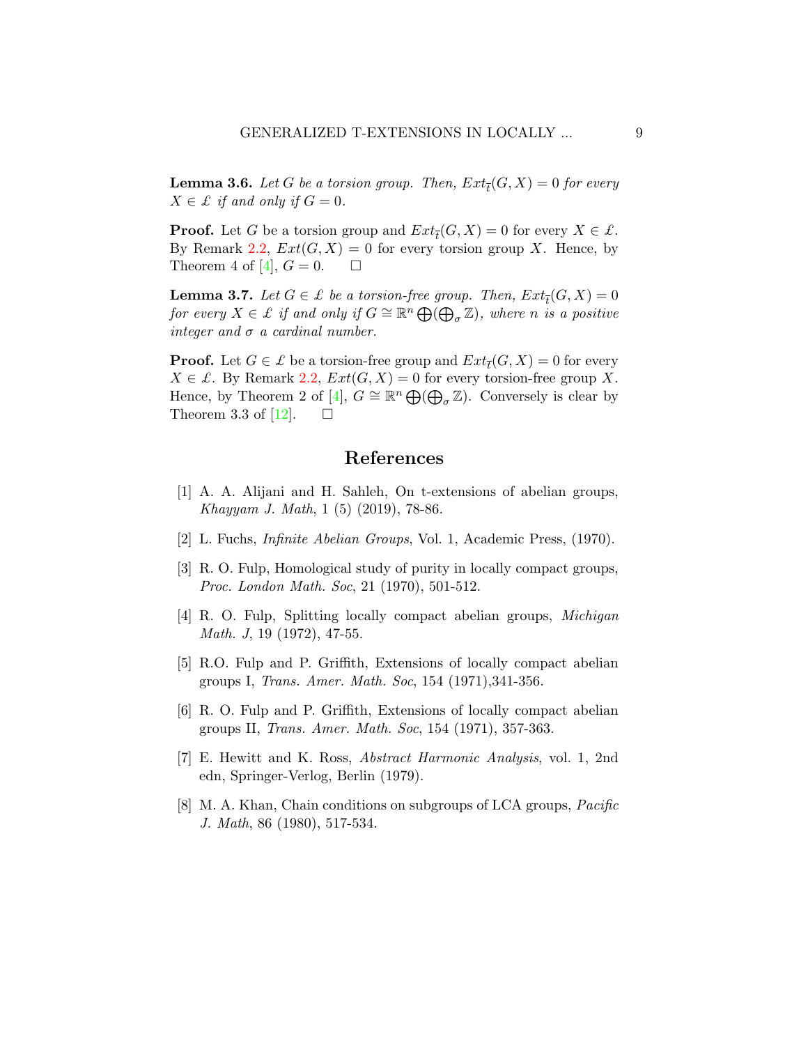**Lemma 3.6.** *Let $G$ be a torsion group. Then, $Ext_{\bar{t}}(G, X) = 0$ for every $X \in \pounds$ if and only if $G = 0$.*

**Proof.** Let $G$ be a torsion group and $Ext_{\bar{t}}(G, X) = 0$ for every $X \in \pounds$. By Remark 2.2, $Ext(G, X) = 0$ for every torsion group $X$. Hence, by Theorem 4 of [4], $G = 0$. $\square$

**Lemma 3.7.** *Let $G \in \pounds$ be a torsion-free group. Then, $Ext_{\bar{t}}(G, X) = 0$ for every $X \in \pounds$ if and only if $G \cong \mathbb{R}^n \bigoplus (\bigoplus_\sigma \mathbb{Z})$, where $n$ is a positive integer and $\sigma$ a cardinal number.*

**Proof.** Let $G \in \pounds$ be a torsion-free group and $Ext_{\bar{t}}(G, X) = 0$ for every $X \in \pounds$. By Remark 2.2, $Ext(G, X) = 0$ for every torsion-free group $X$. Hence, by Theorem 2 of [4], $G \cong \mathbb{R}^n \bigoplus (\bigoplus_\sigma \mathbb{Z})$. Conversely is clear by Theorem 3.3 of [12]. $\square$

## References

[1] A. A. Alijani and H. Sahleh, On t-extensions of abelian groups, *Khayyam J. Math*, 1 (5) (2019), 78-86.

[2] L. Fuchs, *Infinite Abelian Groups*, Vol. 1, Academic Press, (1970).

[3] R. O. Fulp, Homological study of purity in locally compact groups, *Proc. London Math. Soc*, 21 (1970), 501-512.

[4] R. O. Fulp, Splitting locally compact abelian groups, *Michigan Math. J*, 19 (1972), 47-55.

[5] R.O. Fulp and P. Griffith, Extensions of locally compact abelian groups I, *Trans. Amer. Math. Soc*, 154 (1971),341-356.

[6] R. O. Fulp and P. Griffith, Extensions of locally compact abelian groups II, *Trans. Amer. Math. Soc*, 154 (1971), 357-363.

[7] E. Hewitt and K. Ross, *Abstract Harmonic Analysis*, vol. 1, 2nd edn, Springer-Verlog, Berlin (1979).

[8] M. A. Khan, Chain conditions on subgroups of LCA groups, *Pacific J. Math*, 86 (1980), 517-534.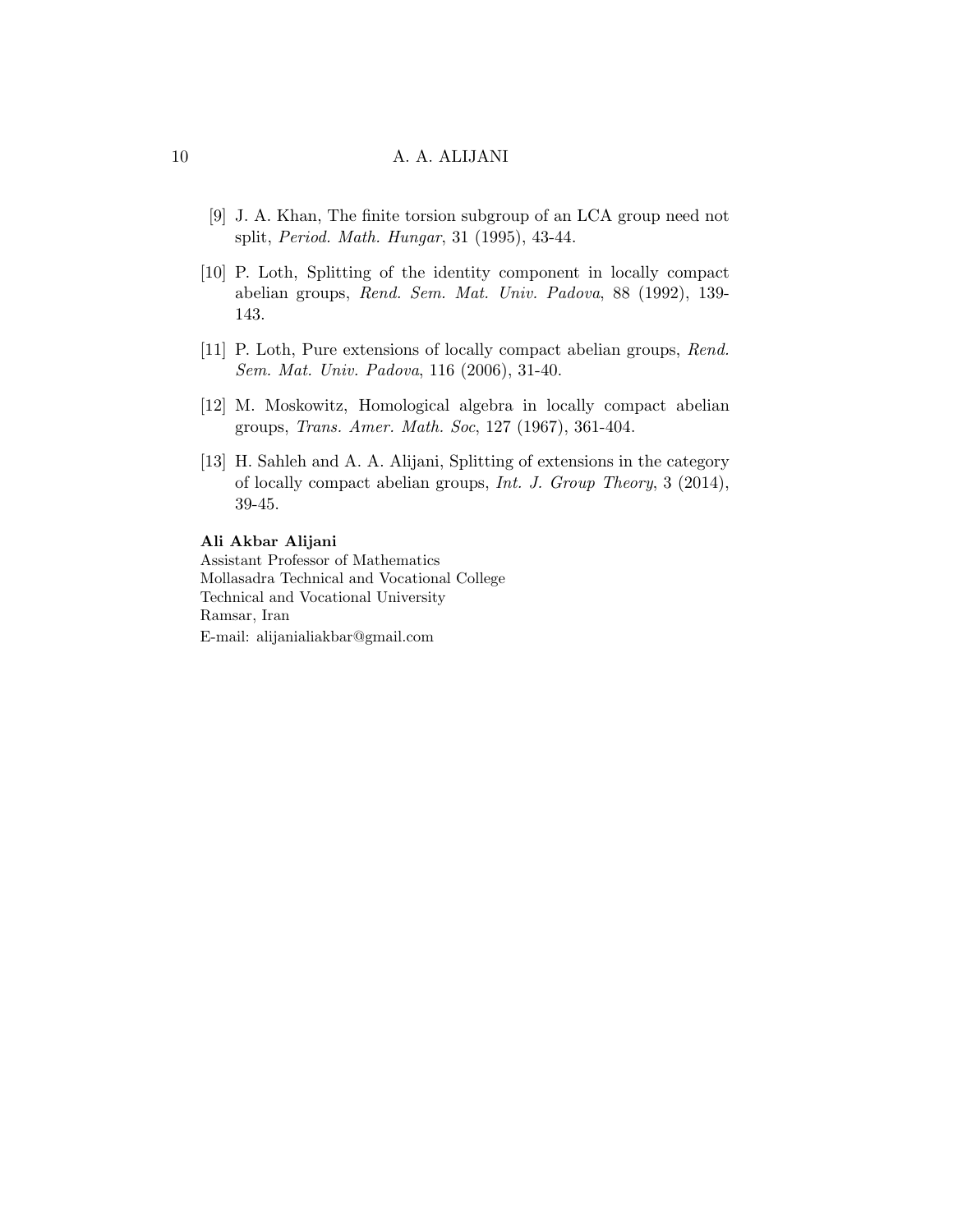[9] J. A. Khan, The finite torsion subgroup of an LCA group need not split, *Period. Math. Hungar*, 31 (1995), 43-44.

[10] P. Loth, Splitting of the identity component in locally compact abelian groups, *Rend. Sem. Mat. Univ. Padova*, 88 (1992), 139-143.

[11] P. Loth, Pure extensions of locally compact abelian groups, *Rend. Sem. Mat. Univ. Padova*, 116 (2006), 31-40.

[12] M. Moskowitz, Homological algebra in locally compact abelian groups, *Trans. Amer. Math. Soc*, 127 (1967), 361-404.

[13] H. Sahleh and A. A. Alijani, Splitting of extensions in the category of locally compact abelian groups, *Int. J. Group Theory*, 3 (2014), 39-45.

**Ali Akbar Alijani**
Assistant Professor of Mathematics
Mollasadra Technical and Vocational College
Technical and Vocational University
Ramsar, Iran
E-mail: alijanialiakbar@gmail.com